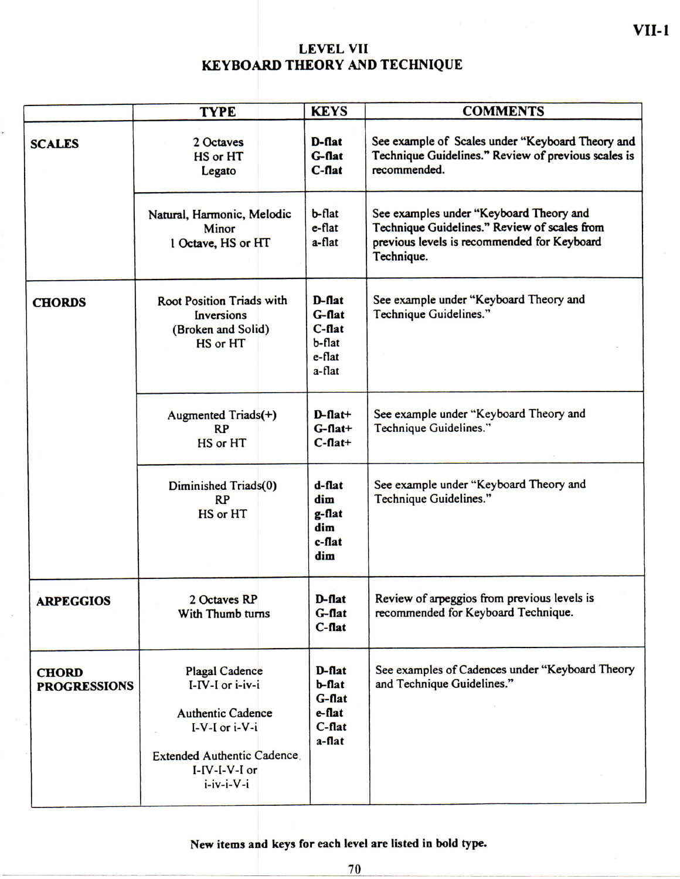# LEVEL VII
# KEYBOARD THEORY AND TECHNIQUE

| | TYPE | KEYS | COMMENTS |
|---|---|---|---|
| **SCALES** | 2 Octaves<br>HS or HT<br>Legato | **D-flat**<br>**G-flat**<br>**C-flat** | See example of Scales under "Keyboard Theory and Technique Guidelines." Review of previous scales is recommended. |
| | Natural, Harmonic, Melodic Minor<br>1 Octave, HS or HT | b-flat<br>e-flat<br>a-flat | See examples under "Keyboard Theory and Technique Guidelines." Review of scales from previous levels is recommended for Keyboard Technique. |
| **CHORDS** | Root Position Triads with Inversions<br>(Broken and Solid)<br>HS or HT | **D-flat**<br>**G-flat**<br>**C-flat**<br>b-flat<br>e-flat<br>a-flat | See example under "Keyboard Theory and Technique Guidelines." |
| | Augmented Triads(+)<br>RP<br>HS or HT | **D-flat+**<br>**G-flat+**<br>**C-flat+** | See example under "Keyboard Theory and Technique Guidelines." |
| | Diminished Triads(0)<br>RP<br>HS or HT | **d-flat dim**<br>**g-flat dim**<br>**c-flat dim** | See example under "Keyboard Theory and Technique Guidelines." |
| **ARPEGGIOS** | 2 Octaves RP<br>With Thumb turns | **D-flat**<br>**G-flat**<br>**C-flat** | Review of arpeggios from previous levels is recommended for Keyboard Technique. |
| **CHORD PROGRESSIONS** | Plagal Cadence<br>I-IV-I or i-iv-i<br><br>Authentic Cadence<br>I-V-I or i-V-i<br><br>Extended Authentic Cadence<br>I-IV-I-V-I or<br>i-iv-i-V-i | **D-flat**<br>**b-flat**<br>**G-flat**<br>**e-flat**<br>**C-flat**<br>**a-flat** | See examples of Cadences under "Keyboard Theory and Technique Guidelines." |

**New items and keys for each level are listed in bold type.**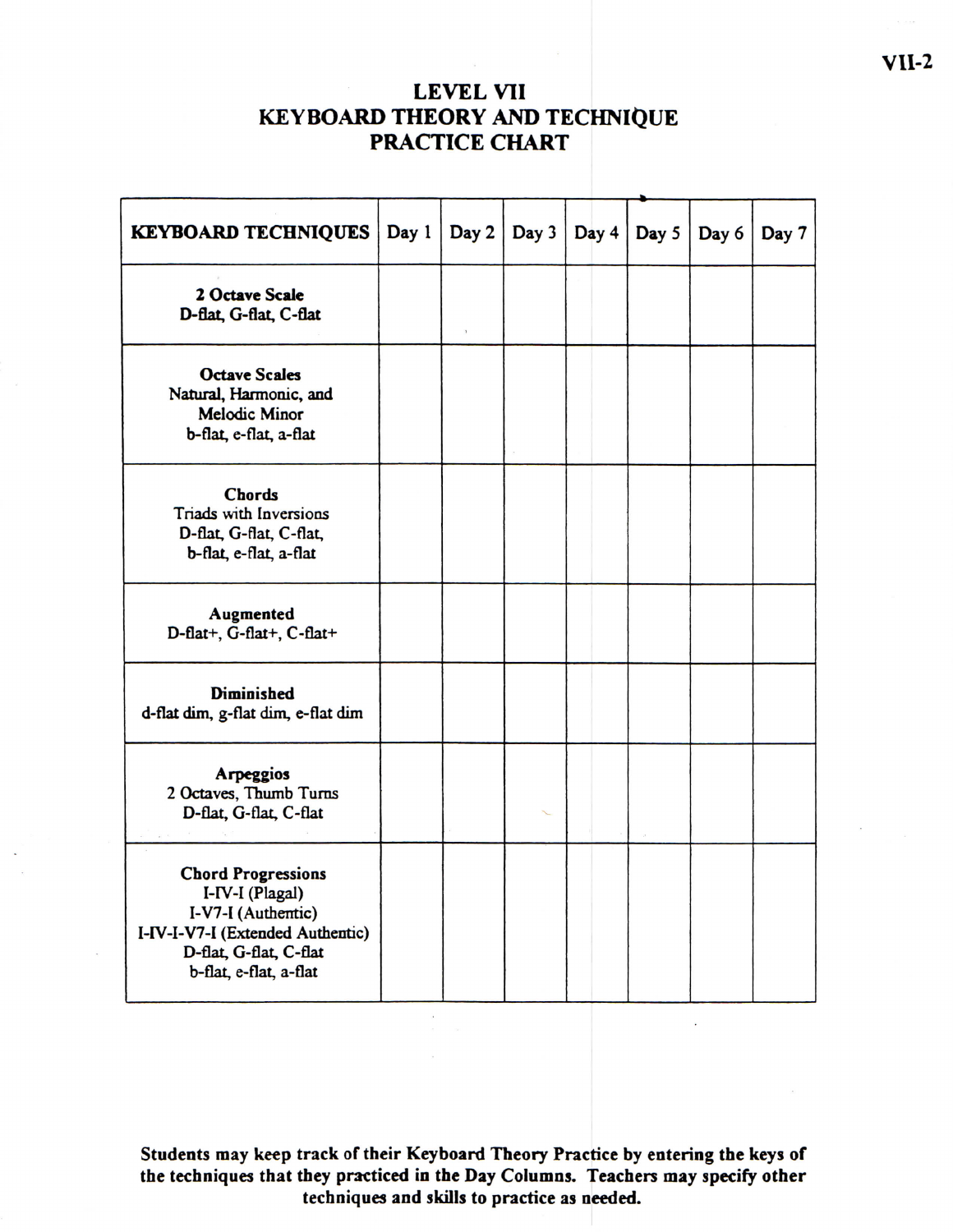# LEVEL VII
# KEYBOARD THEORY AND TECHNIQUE
# PRACTICE CHART

| KEYBOARD TECHNIQUES | Day 1 | Day 2 | Day 3 | Day 4 | Day 5 | Day 6 | Day 7 |
|---|---|---|---|---|---|---|---|
| **2 Octave Scale**<br>D-flat, G-flat, C-flat | | | | | | | |
| **Octave Scales**<br>Natural, Harmonic, and Melodic Minor<br>b-flat, e-flat, a-flat | | | | | | | |
| **Chords**<br>Triads with Inversions<br>D-flat, G-flat, C-flat,<br>b-flat, e-flat, a-flat | | | | | | | |
| **Augmented**<br>D-flat+, G-flat+, C-flat+ | | | | | | | |
| **Diminished**<br>d-flat dim, g-flat dim, e-flat dim | | | | | | | |
| **Arpeggios**<br>2 Octaves, Thumb Turns<br>D-flat, G-flat, C-flat | | | | | | | |
| **Chord Progressions**<br>I-IV-I (Plagal)<br>I-V7-I (Authentic)<br>I-IV-I-V7-I (Extended Authentic)<br>D-flat, G-flat, C-flat<br>b-flat, e-flat, a-flat | | | | | | | |

**Students may keep track of their Keyboard Theory Practice by entering the keys of the techniques that they practiced in the Day Columns. Teachers may specify other techniques and skills to practice as needed.**